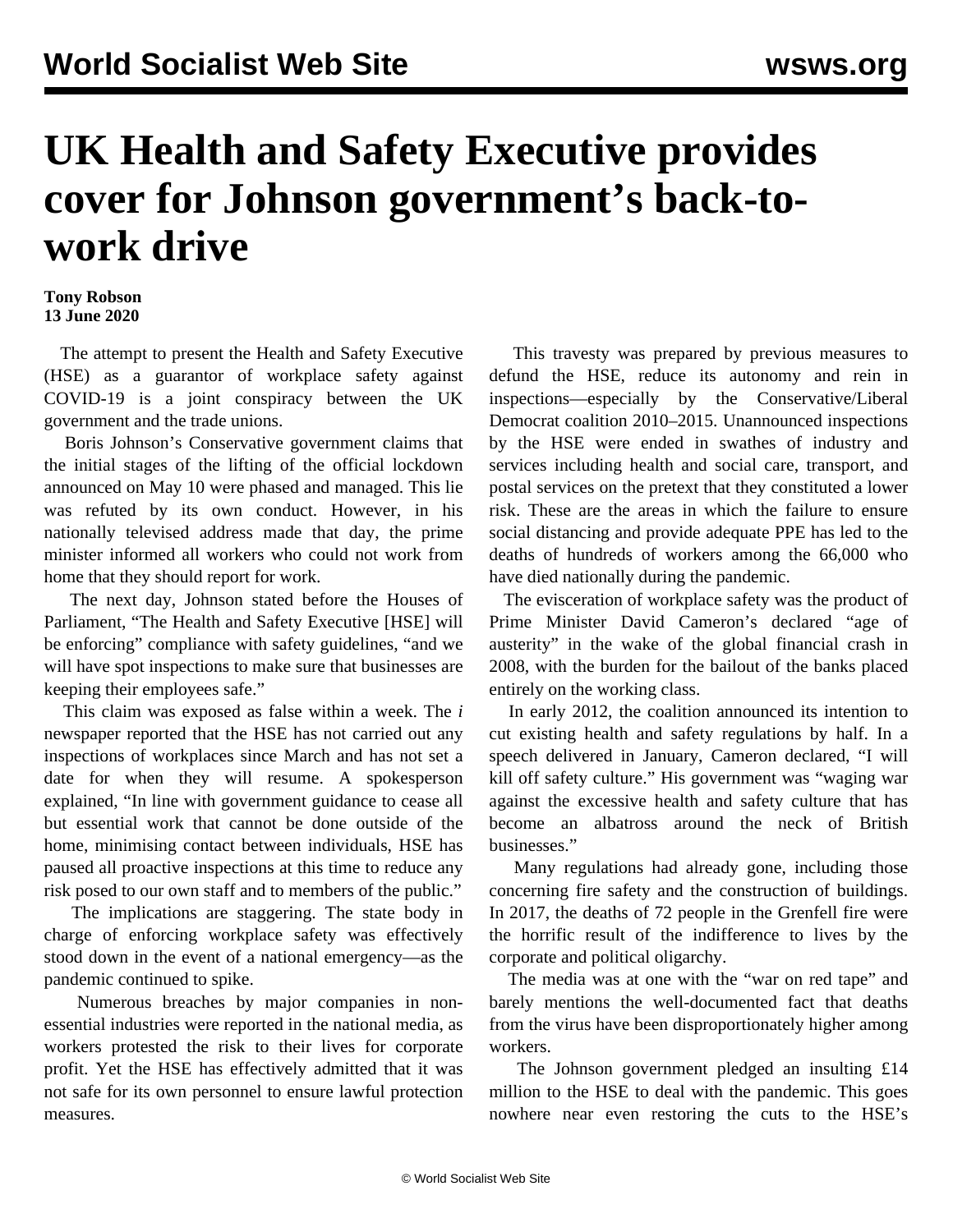# UK Health and Safety Executive provides cover for Johnson government's back-to-work drive

**Tony Robson**
**13 June 2020**

The attempt to present the Health and Safety Executive (HSE) as a guarantor of workplace safety against COVID-19 is a joint conspiracy between the UK government and the trade unions.

Boris Johnson's Conservative government claims that the initial stages of the lifting of the official lockdown announced on May 10 were phased and managed. This lie was refuted by its own conduct. However, in his nationally televised address made that day, the prime minister informed all workers who could not work from home that they should report for work.

The next day, Johnson stated before the Houses of Parliament, "The Health and Safety Executive [HSE] will be enforcing" compliance with safety guidelines, "and we will have spot inspections to make sure that businesses are keeping their employees safe."

This claim was exposed as false within a week. The *i* newspaper reported that the HSE has not carried out any inspections of workplaces since March and has not set a date for when they will resume. A spokesperson explained, "In line with government guidance to cease all but essential work that cannot be done outside of the home, minimising contact between individuals, HSE has paused all proactive inspections at this time to reduce any risk posed to our own staff and to members of the public."

The implications are staggering. The state body in charge of enforcing workplace safety was effectively stood down in the event of a national emergency—as the pandemic continued to spike.

Numerous breaches by major companies in non-essential industries were reported in the national media, as workers protested the risk to their lives for corporate profit. Yet the HSE has effectively admitted that it was not safe for its own personnel to ensure lawful protection measures.

This travesty was prepared by previous measures to defund the HSE, reduce its autonomy and rein in inspections—especially by the Conservative/Liberal Democrat coalition 2010–2015. Unannounced inspections by the HSE were ended in swathes of industry and services including health and social care, transport, and postal services on the pretext that they constituted a lower risk. These are the areas in which the failure to ensure social distancing and provide adequate PPE has led to the deaths of hundreds of workers among the 66,000 who have died nationally during the pandemic.

The evisceration of workplace safety was the product of Prime Minister David Cameron's declared "age of austerity" in the wake of the global financial crash in 2008, with the burden for the bailout of the banks placed entirely on the working class.

In early 2012, the coalition announced its intention to cut existing health and safety regulations by half. In a speech delivered in January, Cameron declared, "I will kill off safety culture." His government was "waging war against the excessive health and safety culture that has become an albatross around the neck of British businesses."

Many regulations had already gone, including those concerning fire safety and the construction of buildings. In 2017, the deaths of 72 people in the Grenfell fire were the horrific result of the indifference to lives by the corporate and political oligarchy.

The media was at one with the "war on red tape" and barely mentions the well-documented fact that deaths from the virus have been disproportionately higher among workers.

The Johnson government pledged an insulting £14 million to the HSE to deal with the pandemic. This goes nowhere near even restoring the cuts to the HSE's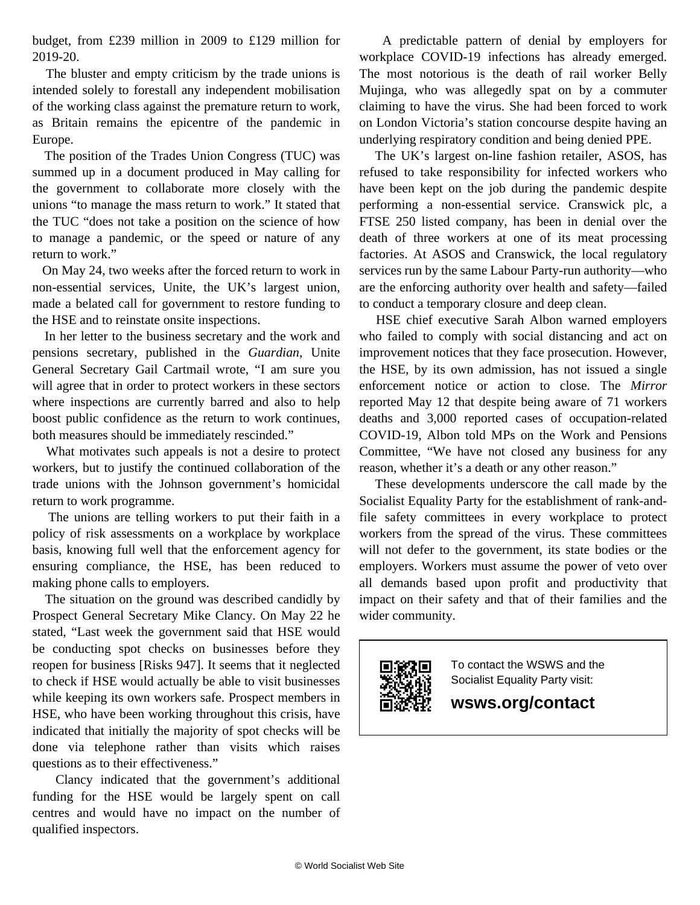budget, from £239 million in 2009 to £129 million for 2019-20.

The bluster and empty criticism by the trade unions is intended solely to forestall any independent mobilisation of the working class against the premature return to work, as Britain remains the epicentre of the pandemic in Europe.

The position of the Trades Union Congress (TUC) was summed up in a document produced in May calling for the government to collaborate more closely with the unions "to manage the mass return to work." It stated that the TUC "does not take a position on the science of how to manage a pandemic, or the speed or nature of any return to work."

On May 24, two weeks after the forced return to work in non-essential services, Unite, the UK's largest union, made a belated call for government to restore funding to the HSE and to reinstate onsite inspections.

In her letter to the business secretary and the work and pensions secretary, published in the *Guardian*, Unite General Secretary Gail Cartmail wrote, "I am sure you will agree that in order to protect workers in these sectors where inspections are currently barred and also to help boost public confidence as the return to work continues, both measures should be immediately rescinded."

What motivates such appeals is not a desire to protect workers, but to justify the continued collaboration of the trade unions with the Johnson government's homicidal return to work programme.

The unions are telling workers to put their faith in a policy of risk assessments on a workplace by workplace basis, knowing full well that the enforcement agency for ensuring compliance, the HSE, has been reduced to making phone calls to employers.

The situation on the ground was described candidly by Prospect General Secretary Mike Clancy. On May 22 he stated, "Last week the government said that HSE would be conducting spot checks on businesses before they reopen for business [Risks 947]. It seems that it neglected to check if HSE would actually be able to visit businesses while keeping its own workers safe. Prospect members in HSE, who have been working throughout this crisis, have indicated that initially the majority of spot checks will be done via telephone rather than visits which raises questions as to their effectiveness."

Clancy indicated that the government's additional funding for the HSE would be largely spent on call centres and would have no impact on the number of qualified inspectors.

A predictable pattern of denial by employers for workplace COVID-19 infections has already emerged. The most notorious is the death of rail worker Belly Mujinga, who was allegedly spat on by a commuter claiming to have the virus. She had been forced to work on London Victoria's station concourse despite having an underlying respiratory condition and being denied PPE.

The UK's largest on-line fashion retailer, ASOS, has refused to take responsibility for infected workers who have been kept on the job during the pandemic despite performing a non-essential service. Cranswick plc, a FTSE 250 listed company, has been in denial over the death of three workers at one of its meat processing factories. At ASOS and Cranswick, the local regulatory services run by the same Labour Party-run authority—who are the enforcing authority over health and safety—failed to conduct a temporary closure and deep clean.

HSE chief executive Sarah Albon warned employers who failed to comply with social distancing and act on improvement notices that they face prosecution. However, the HSE, by its own admission, has not issued a single enforcement notice or action to close. The *Mirror* reported May 12 that despite being aware of 71 workers deaths and 3,000 reported cases of occupation-related COVID-19, Albon told MPs on the Work and Pensions Committee, "We have not closed any business for any reason, whether it's a death or any other reason."

These developments underscore the call made by the Socialist Equality Party for the establishment of rank-and-file safety committees in every workplace to protect workers from the spread of the virus. These committees will not defer to the government, its state bodies or the employers. Workers must assume the power of veto over all demands based upon profit and productivity that impact on their safety and that of their families and the wider community.

To contact the WSWS and the Socialist Equality Party visit:

**wsws.org/contact**